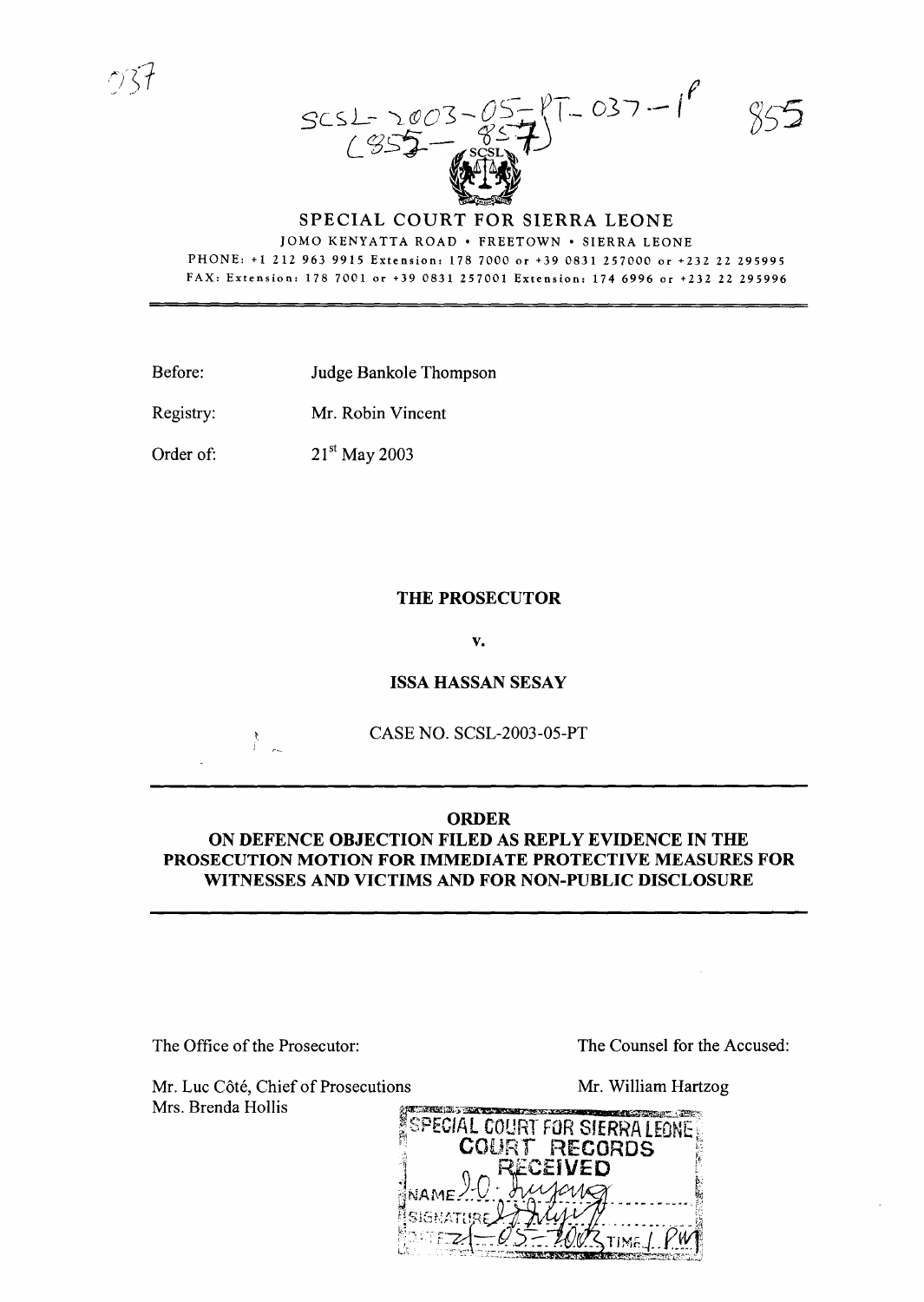SCSL-2003-05-PT-037-1[P]
(855-857)

855

# SPECIAL COURT FOR SIERRA LEONE

JOMO KENYATTA ROAD • FREETOWN • SIERRA LEONE

PHONE: +1 212 963 9915 Extension: 178 7000 or +39 0831 257000 or +232 22 295995

FAX: Extension: 178 7001 or +39 0831 257001 Extension: 174 6996 or +232 22 295996

Before: Judge Bankole Thompson

Registry: Mr. Robin Vincent

Order of: 21st May 2003

**THE PROSECUTOR**

**v.**

**ISSA HASSAN SESAY**

CASE NO. SCSL-2003-05-PT

## ORDER
## ON DEFENCE OBJECTION FILED AS REPLY EVIDENCE IN THE PROSECUTION MOTION FOR IMMEDIATE PROTECTIVE MEASURES FOR WITNESSES AND VICTIMS AND FOR NON-PUBLIC DISCLOSURE

The Office of the Prosecutor:

Mr. Luc Côté, Chief of Prosecutions
Mrs. Brenda Hollis

The Counsel for the Accused:

Mr. William Hartzog

SPECIAL COURT FOR SIERRA LEONE
COURT RECORDS
RECEIVED
NAME: J.O. Kuyang
SIGNATURE: [signature]
DATE: 21-05-2003 TIME: 1 PM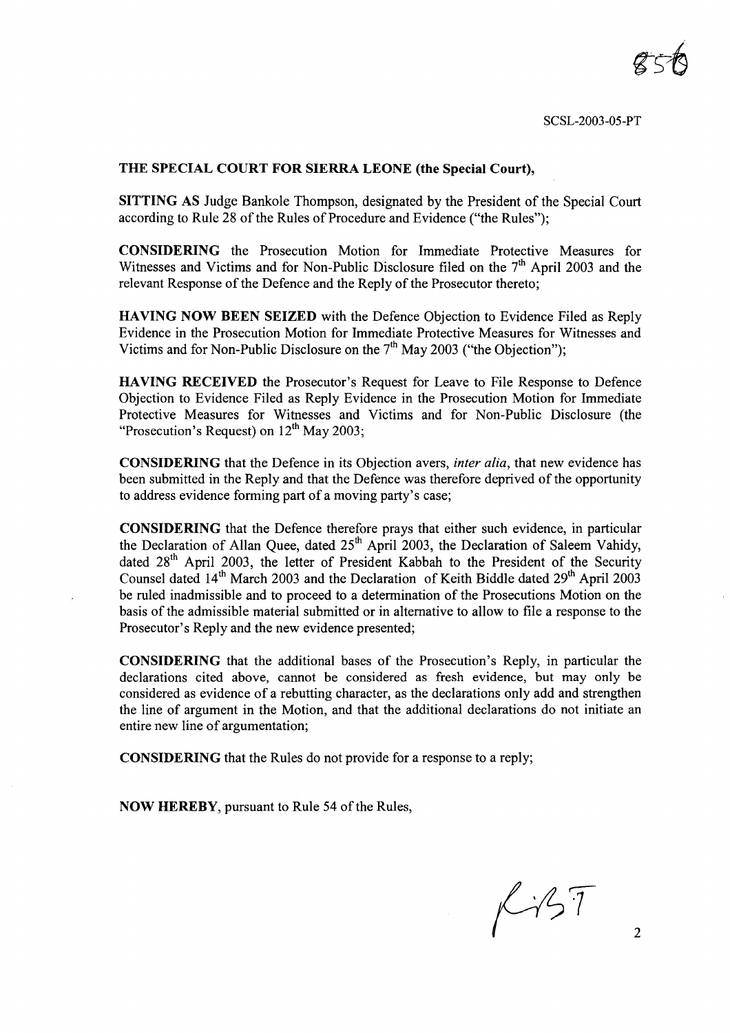SCSL-2003-05-PT

**THE SPECIAL COURT FOR SIERRA LEONE (the Special Court),**

**SITTING AS** Judge Bankole Thompson, designated by the President of the Special Court according to Rule 28 of the Rules of Procedure and Evidence ("the Rules");

**CONSIDERING** the Prosecution Motion for Immediate Protective Measures for Witnesses and Victims and for Non-Public Disclosure filed on the 7th April 2003 and the relevant Response of the Defence and the Reply of the Prosecutor thereto;

**HAVING NOW BEEN SEIZED** with the Defence Objection to Evidence Filed as Reply Evidence in the Prosecution Motion for Immediate Protective Measures for Witnesses and Victims and for Non-Public Disclosure on the 7th May 2003 ("the Objection");

**HAVING RECEIVED** the Prosecutor's Request for Leave to File Response to Defence Objection to Evidence Filed as Reply Evidence in the Prosecution Motion for Immediate Protective Measures for Witnesses and Victims and for Non-Public Disclosure (the "Prosecution's Request) on 12th May 2003;

**CONSIDERING** that the Defence in its Objection avers, *inter alia*, that new evidence has been submitted in the Reply and that the Defence was therefore deprived of the opportunity to address evidence forming part of a moving party's case;

**CONSIDERING** that the Defence therefore prays that either such evidence, in particular the Declaration of Allan Quee, dated 25th April 2003, the Declaration of Saleem Vahidy, dated 28th April 2003, the letter of President Kabbah to the President of the Security Counsel dated 14th March 2003 and the Declaration of Keith Biddle dated 29th April 2003 be ruled inadmissible and to proceed to a determination of the Prosecutions Motion on the basis of the admissible material submitted or in alternative to allow to file a response to the Prosecutor's Reply and the new evidence presented;

**CONSIDERING** that the additional bases of the Prosecution's Reply, in particular the declarations cited above, cannot be considered as fresh evidence, but may only be considered as evidence of a rebutting character, as the declarations only add and strengthen the line of argument in the Motion, and that the additional declarations do not initiate an entire new line of argumentation;

**CONSIDERING** that the Rules do not provide for a response to a reply;

**NOW HEREBY**, pursuant to Rule 54 of the Rules,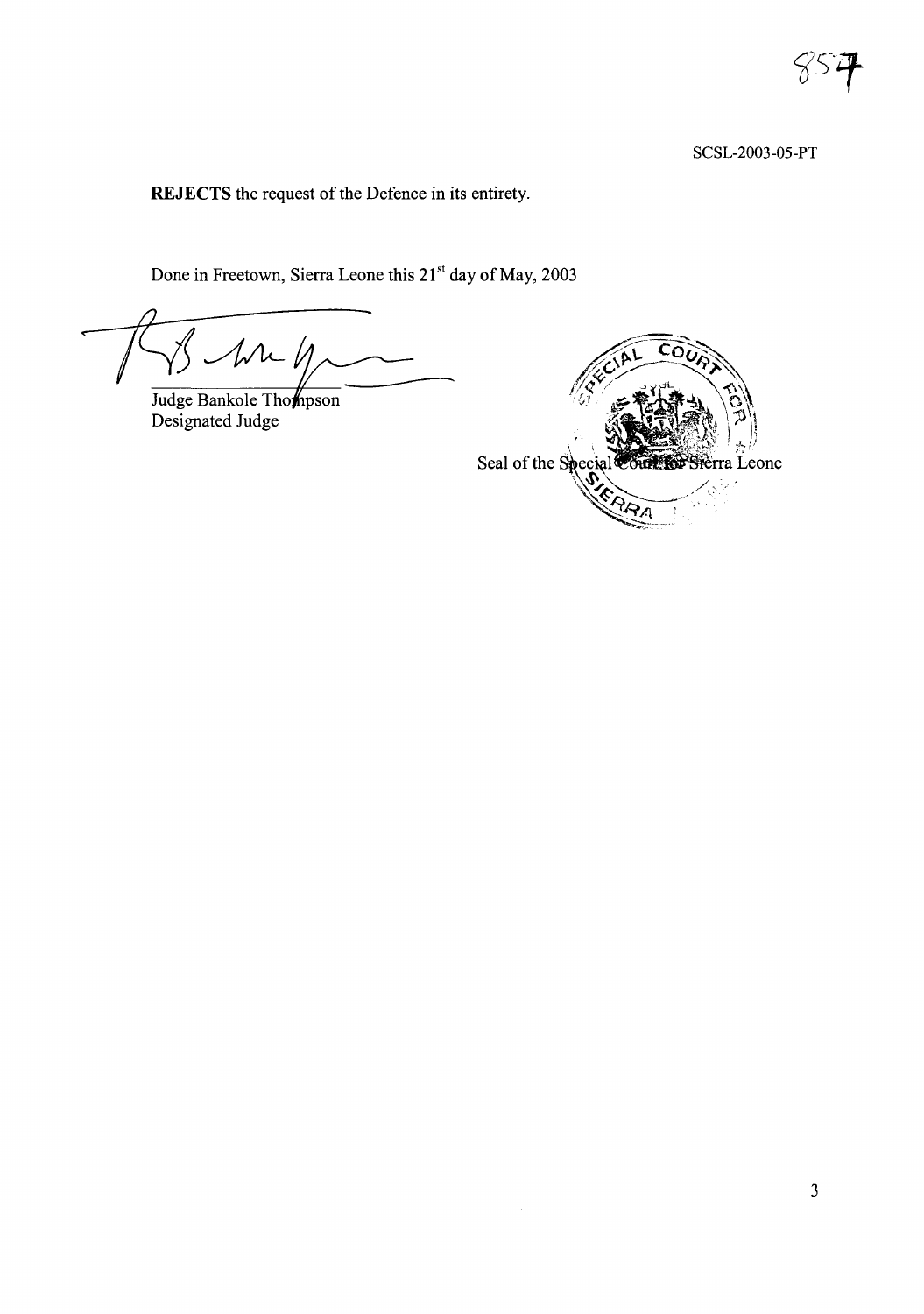**REJECTS** the request of the Defence in its entirety.

Done in Freetown, Sierra Leone this 21st day of May, 2003

Judge Bankole Thompson
Designated Judge

Seal of the Special Court for Sierra Leone